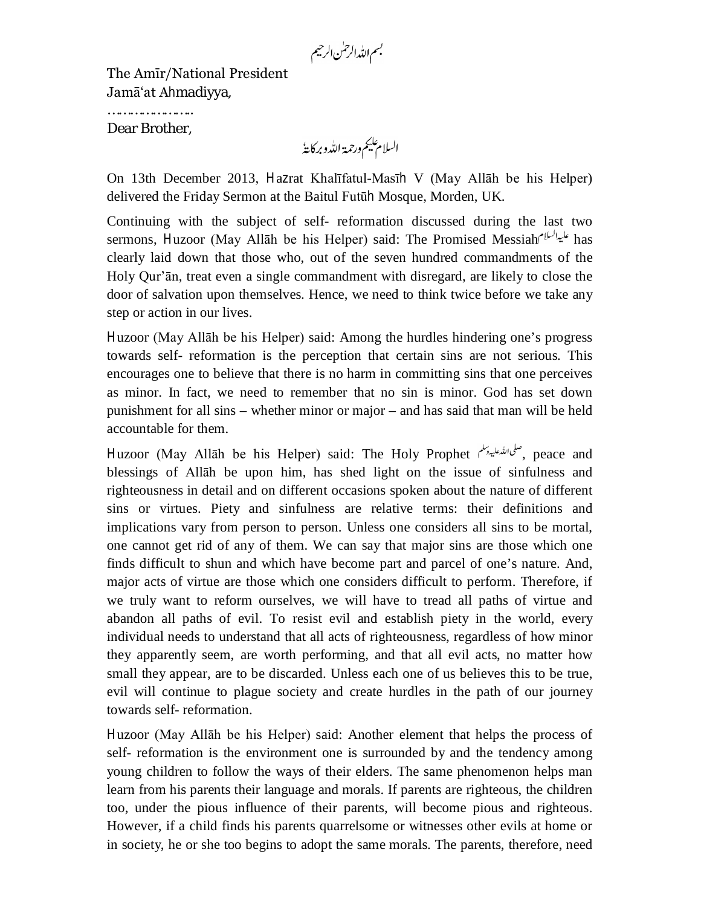بسم اللہ الرحمٰن الرحیم

The Amīr/National President
Jamā'at Aḥmadiyya,
…………………
Dear Brother,

السلام علیکم ورحمۃ اللہ وبرکاتہٗ

On 13th December 2013, Ḥaẓrat Khalīfatul-Masīḥ V (May Allāh be his Helper) delivered the Friday Sermon at the Baitul Futūḥ Mosque, Morden, UK.

Continuing with the subject of self- reformation discussed during the last two sermons, Ḥuzoor (May Allāh be his Helper) said: The Promised Messiah علیہ السلام has clearly laid down that those who, out of the seven hundred commandments of the Holy Qur'ān, treat even a single commandment with disregard, are likely to close the door of salvation upon themselves. Hence, we need to think twice before we take any step or action in our lives.

Ḥuzoor (May Allāh be his Helper) said: Among the hurdles hindering one's progress towards self- reformation is the perception that certain sins are not serious. This encourages one to believe that there is no harm in committing sins that one perceives as minor. In fact, we need to remember that no sin is minor. God has set down punishment for all sins – whether minor or major – and has said that man will be held accountable for them.

Ḥuzoor (May Allāh be his Helper) said: The Holy Prophet صلی اللہ علیہ وسلم, peace and blessings of Allāh be upon him, has shed light on the issue of sinfulness and righteousness in detail and on different occasions spoken about the nature of different sins or virtues. Piety and sinfulness are relative terms: their definitions and implications vary from person to person. Unless one considers all sins to be mortal, one cannot get rid of any of them. We can say that major sins are those which one finds difficult to shun and which have become part and parcel of one's nature. And, major acts of virtue are those which one considers difficult to perform. Therefore, if we truly want to reform ourselves, we will have to tread all paths of virtue and abandon all paths of evil. To resist evil and establish piety in the world, every individual needs to understand that all acts of righteousness, regardless of how minor they apparently seem, are worth performing, and that all evil acts, no matter how small they appear, are to be discarded. Unless each one of us believes this to be true, evil will continue to plague society and create hurdles in the path of our journey towards self- reformation.

Ḥuzoor (May Allāh be his Helper) said: Another element that helps the process of self- reformation is the environment one is surrounded by and the tendency among young children to follow the ways of their elders. The same phenomenon helps man learn from his parents their language and morals. If parents are righteous, the children too, under the pious influence of their parents, will become pious and righteous. However, if a child finds his parents quarrelsome or witnesses other evils at home or in society, he or she too begins to adopt the same morals. The parents, therefore, need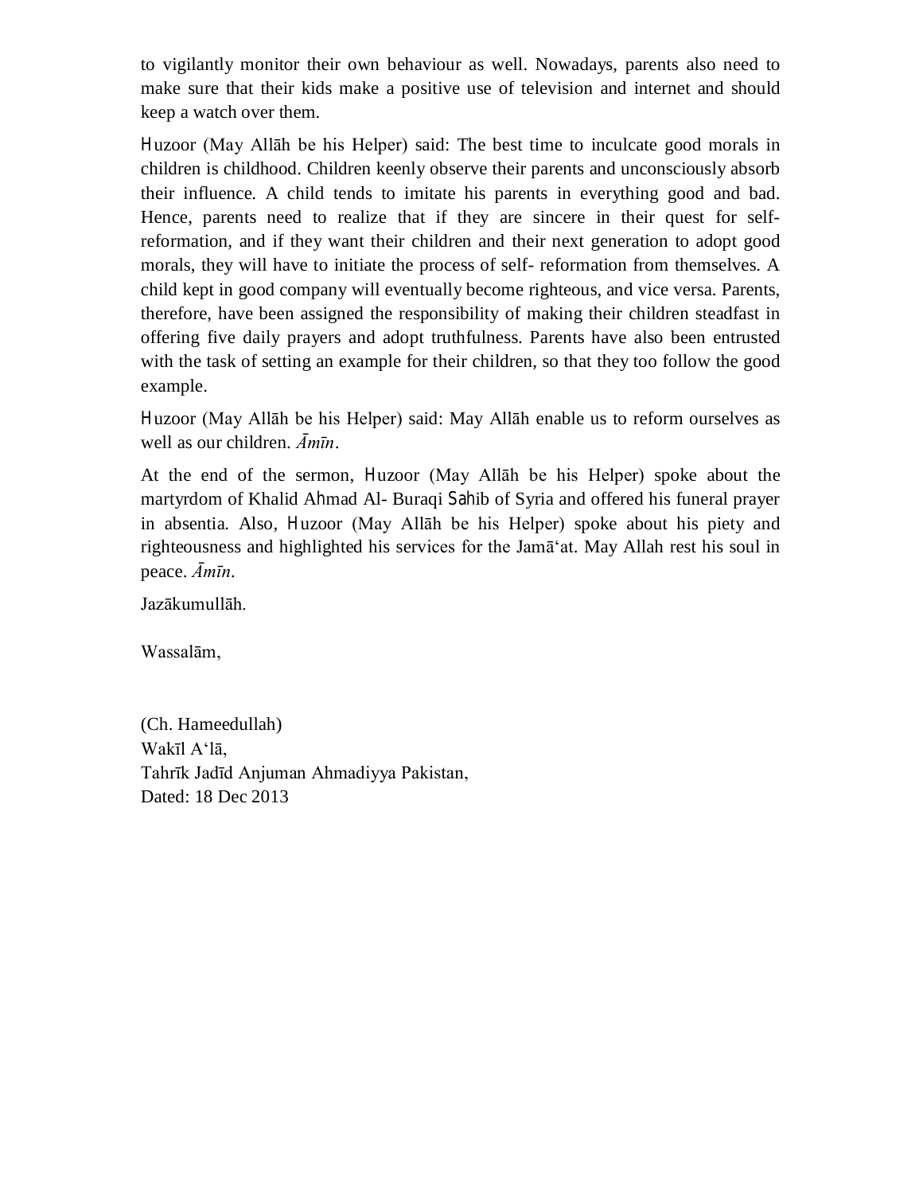to vigilantly monitor their own behaviour as well. Nowadays, parents also need to make sure that their kids make a positive use of television and internet and should keep a watch over them.

Huzoor (May Allāh be his Helper) said: The best time to inculcate good morals in children is childhood. Children keenly observe their parents and unconsciously absorb their influence. A child tends to imitate his parents in everything good and bad. Hence, parents need to realize that if they are sincere in their quest for self-reformation, and if they want their children and their next generation to adopt good morals, they will have to initiate the process of self- reformation from themselves. A child kept in good company will eventually become righteous, and vice versa. Parents, therefore, have been assigned the responsibility of making their children steadfast in offering five daily prayers and adopt truthfulness. Parents have also been entrusted with the task of setting an example for their children, so that they too follow the good example.

Huzoor (May Allāh be his Helper) said: May Allāh enable us to reform ourselves as well as our children. *Āmīn*.

At the end of the sermon, Huzoor (May Allāh be his Helper) spoke about the martyrdom of Khalid Ahmad Al- Buraqi Sahib of Syria and offered his funeral prayer in absentia. Also, Huzoor (May Allāh be his Helper) spoke about his piety and righteousness and highlighted his services for the Jamā'at. May Allah rest his soul in peace. *Āmīn*.

Jazākumullāh.

Wassalām,

(Ch. Hameedullah)
Wakīl A'lā,
Tahrīk Jadīd Anjuman Ahmadiyya Pakistan,
Dated: 18 Dec 2013